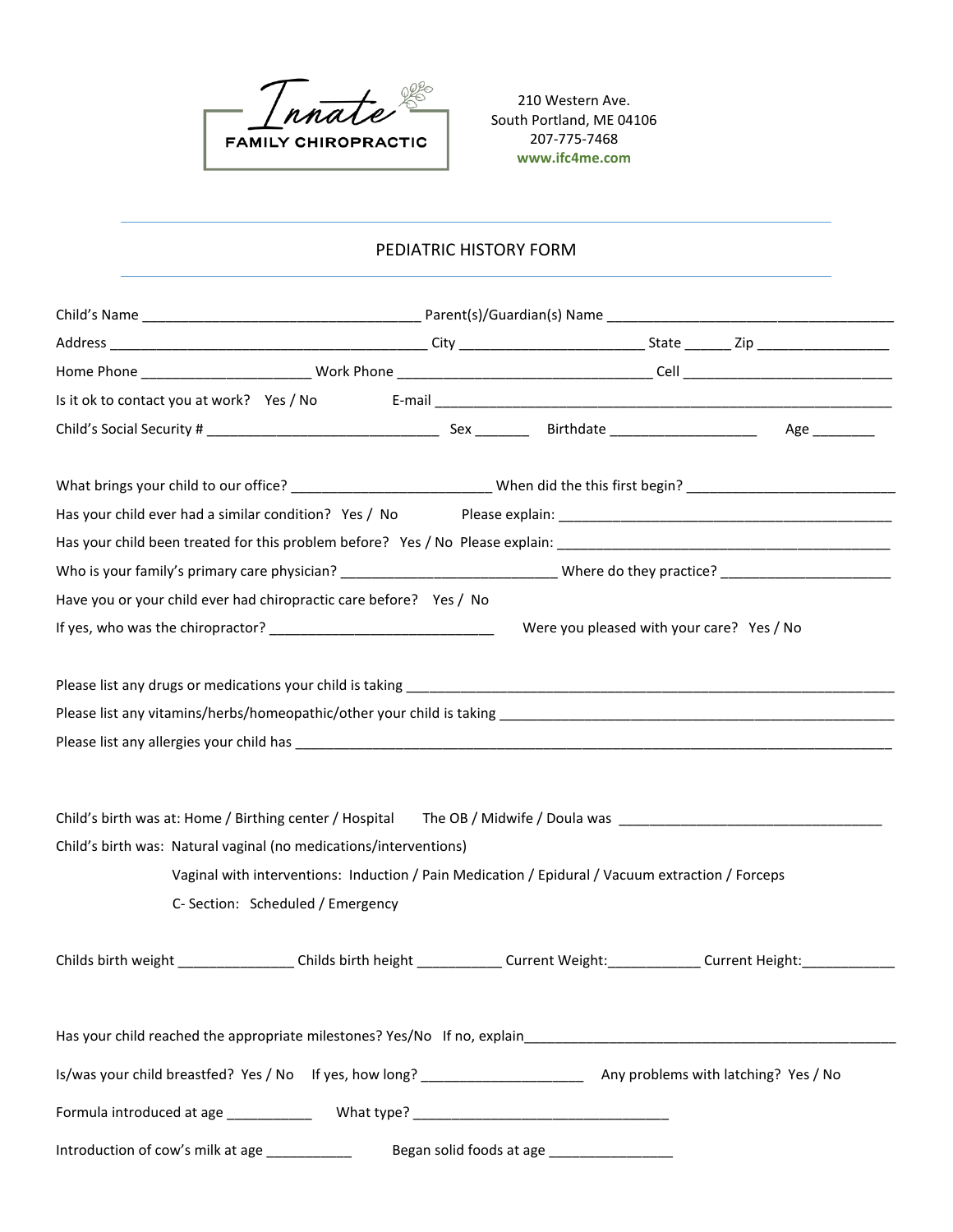Innate FAMILY CHIROPRACTIC

210 Western Ave.
South Portland, ME 04106
207-775-7468
www.ifc4me.com

---

# PEDIATRIC HISTORY FORM

---

Child's Name ___________________________________ Parent(s)/Guardian(s) Name _____________________________________

Address ________________________________________ City _______________________ State ______ Zip _________________

Home Phone _____________________ Work Phone ________________________________ Cell ___________________________

Is it ok to contact you at work? Yes / No E-mail _____________________________________________________________

Child's Social Security # ______________________________ Sex _______ Birthdate ___________________ Age ________

What brings your child to our office? _________________________ When did the this first begin? __________________________

Has your child ever had a similar condition? Yes / No Please explain: ___________________________________________

Has your child been treated for this problem before? Yes / No Please explain: ___________________________________________

Who is your family's primary care physician? ___________________________ Where do they practice? ______________________

Have you or your child ever had chiropractic care before? Yes / No

If yes, who was the chiropractor? ____________________________ Were you pleased with your care? Yes / No

Please list any drugs or medications your child is taking ______________________________________________________________

Please list any vitamins/herbs/homeopathic/other your child is taking ____________________________________________________

Please list any allergies your child has ____________________________________________________________________________

Child's birth was at: Home / Birthing center / Hospital The OB / Midwife / Doula was __________________________________

Child's birth was: Natural vaginal (no medications/interventions)

Vaginal with interventions: Induction / Pain Medication / Epidural / Vacuum extraction / Forceps

C- Section: Scheduled / Emergency

Childs birth weight ______________ Childs birth height ___________ Current Weight:____________ Current Height:____________

Has your child reached the appropriate milestones? Yes/No If no, explain__________________________________________________

Is/was your child breastfed? Yes / No If yes, how long? ____________________ Any problems with latching? Yes / No

Formula introduced at age ___________ What type? _________________________________

Introduction of cow's milk at age ___________ Began solid foods at age ________________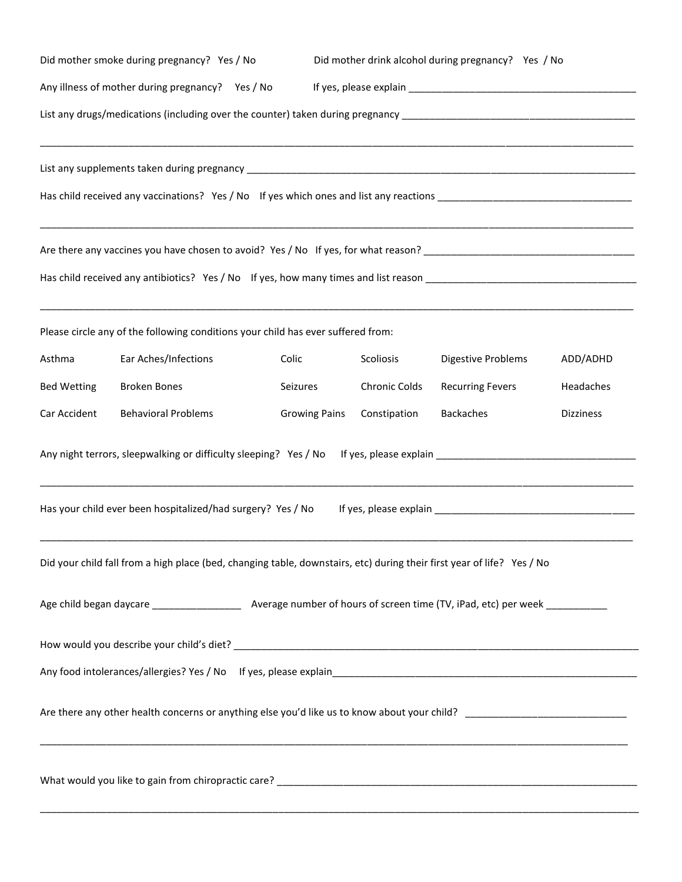Did mother smoke during pregnancy? Yes / No     Did mother drink alcohol during pregnancy? Yes / No

Any illness of mother during pregnancy? Yes / No     If yes, please explain ________________________________________

List any drugs/medications (including over the counter) taken during pregnancy ________________________________________

________________________________________________________________________________________________

List any supplements taken during pregnancy ________________________________________________________________

Has child received any vaccinations? Yes / No   If yes which ones and list any reactions ________________________________

________________________________________________________________________________________________

Are there any vaccines you have chosen to avoid? Yes / No   If yes, for what reason? ____________________________________

Has child received any antibiotics? Yes / No   If yes, how many times and list reason ____________________________________

________________________________________________________________________________________________

Please circle any of the following conditions your child has ever suffered from:

| | | | | | |
|---|---|---|---|---|---|
| Asthma | Ear Aches/Infections | Colic | Scoliosis | Digestive Problems | ADD/ADHD |
| Bed Wetting | Broken Bones | Seizures | Chronic Colds | Recurring Fevers | Headaches |
| Car Accident | Behavioral Problems | Growing Pains | Constipation | Backaches | Dizziness |

Any night terrors, sleepwalking or difficulty sleeping? Yes / No     If yes, please explain ____________________________________

________________________________________________________________________________________________

Has your child ever been hospitalized/had surgery? Yes / No     If yes, please explain ____________________________________

________________________________________________________________________________________________

Did your child fall from a high place (bed, changing table, downstairs, etc) during their first year of life? Yes / No

Age child began daycare ________________   Average number of hours of screen time (TV, iPad, etc) per week ___________

How would you describe your child's diet? ____________________________________________________________________

Any food intolerances/allergies? Yes / No   If yes, please explain________________________________________________________

Are there any other health concerns or anything else you'd like us to know about your child? ______________________________

________________________________________________________________________________________________

What would you like to gain from chiropractic care? ______________________________________________________________

________________________________________________________________________________________________